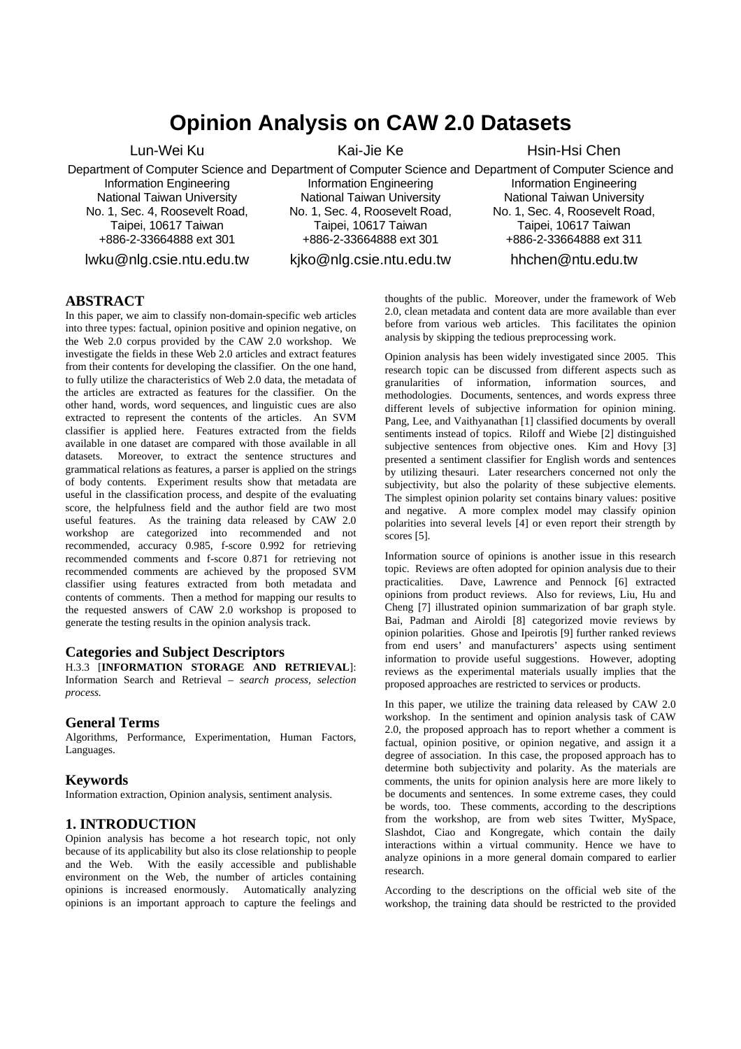# Opinion Analysis on CAW 2.0 Datasets

Lun-Wei Ku
Department of Computer Science and Information Engineering
National Taiwan University
No. 1, Sec. 4, Roosevelt Road, Taipei, 10617 Taiwan
+886-2-33664888 ext 301
lwku@nlg.csie.ntu.edu.tw

Kai-Jie Ke
Department of Computer Science and Information Engineering
National Taiwan University
No. 1, Sec. 4, Roosevelt Road, Taipei, 10617 Taiwan
+886-2-33664888 ext 301
kjko@nlg.csie.ntu.edu.tw

Hsin-Hsi Chen
Department of Computer Science and Information Engineering
National Taiwan University
No. 1, Sec. 4, Roosevelt Road, Taipei, 10617 Taiwan
+886-2-33664888 ext 311
hhchen@ntu.edu.tw

## ABSTRACT

In this paper, we aim to classify non-domain-specific web articles into three types: factual, opinion positive and opinion negative, on the Web 2.0 corpus provided by the CAW 2.0 workshop. We investigate the fields in these Web 2.0 articles and extract features from their contents for developing the classifier. On the one hand, to fully utilize the characteristics of Web 2.0 data, the metadata of the articles are extracted as features for the classifier. On the other hand, words, word sequences, and linguistic cues are also extracted to represent the contents of the articles. An SVM classifier is applied here. Features extracted from the fields available in one dataset are compared with those available in all datasets. Moreover, to extract the sentence structures and grammatical relations as features, a parser is applied on the strings of body contents. Experiment results show that metadata are useful in the classification process, and despite of the evaluating score, the helpfulness field and the author field are two most useful features. As the training data released by CAW 2.0 workshop are categorized into recommended and not recommended, accuracy 0.985, f-score 0.992 for retrieving recommended comments and f-score 0.871 for retrieving not recommended comments are achieved by the proposed SVM classifier using features extracted from both metadata and contents of comments. Then a method for mapping our results to the requested answers of CAW 2.0 workshop is proposed to generate the testing results in the opinion analysis track.

## Categories and Subject Descriptors

H.3.3 [**INFORMATION STORAGE AND RETRIEVAL**]: Information Search and Retrieval – *search process, selection process.*

## General Terms

Algorithms, Performance, Experimentation, Human Factors, Languages.

## Keywords

Information extraction, Opinion analysis, sentiment analysis.

## 1. INTRODUCTION

Opinion analysis has become a hot research topic, not only because of its applicability but also its close relationship to people and the Web. With the easily accessible and publishable environment on the Web, the number of articles containing opinions is increased enormously. Automatically analyzing opinions is an important approach to capture the feelings and thoughts of the public. Moreover, under the framework of Web 2.0, clean metadata and content data are more available than ever before from various web articles. This facilitates the opinion analysis by skipping the tedious preprocessing work.

Opinion analysis has been widely investigated since 2005. This research topic can be discussed from different aspects such as granularities of information, information sources, and methodologies. Documents, sentences, and words express three different levels of subjective information for opinion mining. Pang, Lee, and Vaithyanathan [1] classified documents by overall sentiments instead of topics. Riloff and Wiebe [2] distinguished subjective sentences from objective ones. Kim and Hovy [3] presented a sentiment classifier for English words and sentences by utilizing thesauri. Later researchers concerned not only the subjectivity, but also the polarity of these subjective elements. The simplest opinion polarity set contains binary values: positive and negative. A more complex model may classify opinion polarities into several levels [4] or even report their strength by scores [5].

Information source of opinions is another issue in this research topic. Reviews are often adopted for opinion analysis due to their practicalities. Dave, Lawrence and Pennock [6] extracted opinions from product reviews. Also for reviews, Liu, Hu and Cheng [7] illustrated opinion summarization of bar graph style. Bai, Padman and Airoldi [8] categorized movie reviews by opinion polarities. Ghose and Ipeirotis [9] further ranked reviews from end users' and manufacturers' aspects using sentiment information to provide useful suggestions. However, adopting reviews as the experimental materials usually implies that the proposed approaches are restricted to services or products.

In this paper, we utilize the training data released by CAW 2.0 workshop. In the sentiment and opinion analysis task of CAW 2.0, the proposed approach has to report whether a comment is factual, opinion positive, or opinion negative, and assign it a degree of association. In this case, the proposed approach has to determine both subjectivity and polarity. As the materials are comments, the units for opinion analysis here are more likely to be documents and sentences. In some extreme cases, they could be words, too. These comments, according to the descriptions from the workshop, are from web sites Twitter, MySpace, Slashdot, Ciao and Kongregate, which contain the daily interactions within a virtual community. Hence we have to analyze opinions in a more general domain compared to earlier research.

According to the descriptions on the official web site of the workshop, the training data should be restricted to the provided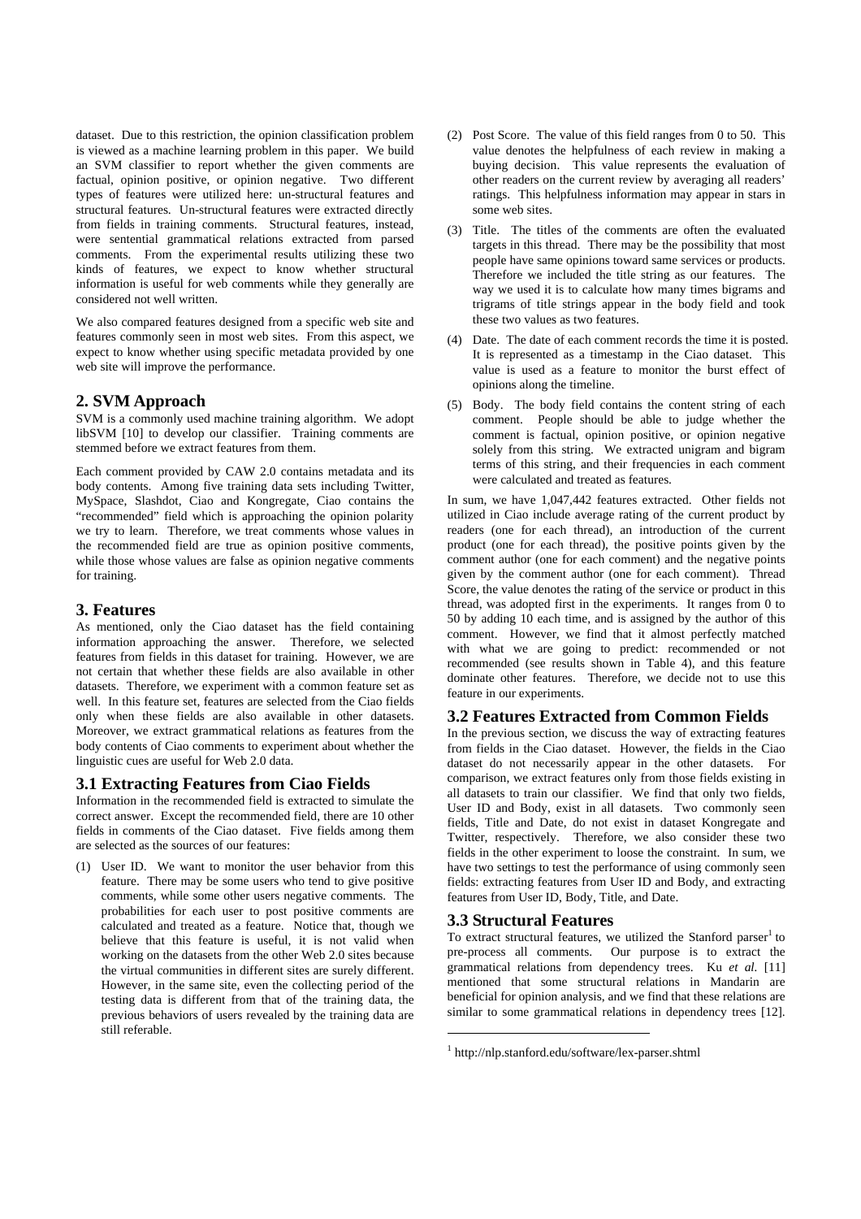dataset. Due to this restriction, the opinion classification problem is viewed as a machine learning problem in this paper. We build an SVM classifier to report whether the given comments are factual, opinion positive, or opinion negative. Two different types of features were utilized here: un-structural features and structural features. Un-structural features were extracted directly from fields in training comments. Structural features, instead, were sentential grammatical relations extracted from parsed comments. From the experimental results utilizing these two kinds of features, we expect to know whether structural information is useful for web comments while they generally are considered not well written.

We also compared features designed from a specific web site and features commonly seen in most web sites. From this aspect, we expect to know whether using specific metadata provided by one web site will improve the performance.

## 2. SVM Approach

SVM is a commonly used machine training algorithm. We adopt libSVM [10] to develop our classifier. Training comments are stemmed before we extract features from them.

Each comment provided by CAW 2.0 contains metadata and its body contents. Among five training data sets including Twitter, MySpace, Slashdot, Ciao and Kongregate, Ciao contains the "recommended" field which is approaching the opinion polarity we try to learn. Therefore, we treat comments whose values in the recommended field are true as opinion positive comments, while those whose values are false as opinion negative comments for training.

## 3. Features

As mentioned, only the Ciao dataset has the field containing information approaching the answer. Therefore, we selected features from fields in this dataset for training. However, we are not certain that whether these fields are also available in other datasets. Therefore, we experiment with a common feature set as well. In this feature set, features are selected from the Ciao fields only when these fields are also available in other datasets. Moreover, we extract grammatical relations as features from the body contents of Ciao comments to experiment about whether the linguistic cues are useful for Web 2.0 data.

### 3.1 Extracting Features from Ciao Fields

Information in the recommended field is extracted to simulate the correct answer. Except the recommended field, there are 10 other fields in comments of the Ciao dataset. Five fields among them are selected as the sources of our features:

(1) User ID. We want to monitor the user behavior from this feature. There may be some users who tend to give positive comments, while some other users negative comments. The probabilities for each user to post positive comments are calculated and treated as a feature. Notice that, though we believe that this feature is useful, it is not valid when working on the datasets from the other Web 2.0 sites because the virtual communities in different sites are surely different. However, in the same site, even the collecting period of the testing data is different from that of the training data, the previous behaviors of users revealed by the training data are still referable.

(2) Post Score. The value of this field ranges from 0 to 50. This value denotes the helpfulness of each review in making a buying decision. This value represents the evaluation of other readers on the current review by averaging all readers' ratings. This helpfulness information may appear in stars in some web sites.

(3) Title. The titles of the comments are often the evaluated targets in this thread. There may be the possibility that most people have same opinions toward same services or products. Therefore we included the title string as our features. The way we used it is to calculate how many times bigrams and trigrams of title strings appear in the body field and took these two values as two features.

(4) Date. The date of each comment records the time it is posted. It is represented as a timestamp in the Ciao dataset. This value is used as a feature to monitor the burst effect of opinions along the timeline.

(5) Body. The body field contains the content string of each comment. People should be able to judge whether the comment is factual, opinion positive, or opinion negative solely from this string. We extracted unigram and bigram terms of this string, and their frequencies in each comment were calculated and treated as features.

In sum, we have 1,047,442 features extracted. Other fields not utilized in Ciao include average rating of the current product by readers (one for each thread), an introduction of the current product (one for each thread), the positive points given by the comment author (one for each comment) and the negative points given by the comment author (one for each comment). Thread Score, the value denotes the rating of the service or product in this thread, was adopted first in the experiments. It ranges from 0 to 50 by adding 10 each time, and is assigned by the author of this comment. However, we find that it almost perfectly matched with what we are going to predict: recommended or not recommended (see results shown in Table 4), and this feature dominate other features. Therefore, we decide not to use this feature in our experiments.

### 3.2 Features Extracted from Common Fields

In the previous section, we discuss the way of extracting features from fields in the Ciao dataset. However, the fields in the Ciao dataset do not necessarily appear in the other datasets. For comparison, we extract features only from those fields existing in all datasets to train our classifier. We find that only two fields, User ID and Body, exist in all datasets. Two commonly seen fields, Title and Date, do not exist in dataset Kongregate and Twitter, respectively. Therefore, we also consider these two fields in the other experiment to loose the constraint. In sum, we have two settings to test the performance of using commonly seen fields: extracting features from User ID and Body, and extracting features from User ID, Body, Title, and Date.

### 3.3 Structural Features

To extract structural features, we utilized the Stanford parser[1] to pre-process all comments. Our purpose is to extract the grammatical relations from dependency trees. Ku *et al.* [11] mentioned that some structural relations in Mandarin are beneficial for opinion analysis, and we find that these relations are similar to some grammatical relations in dependency trees [12].

[1] http://nlp.stanford.edu/software/lex-parser.shtml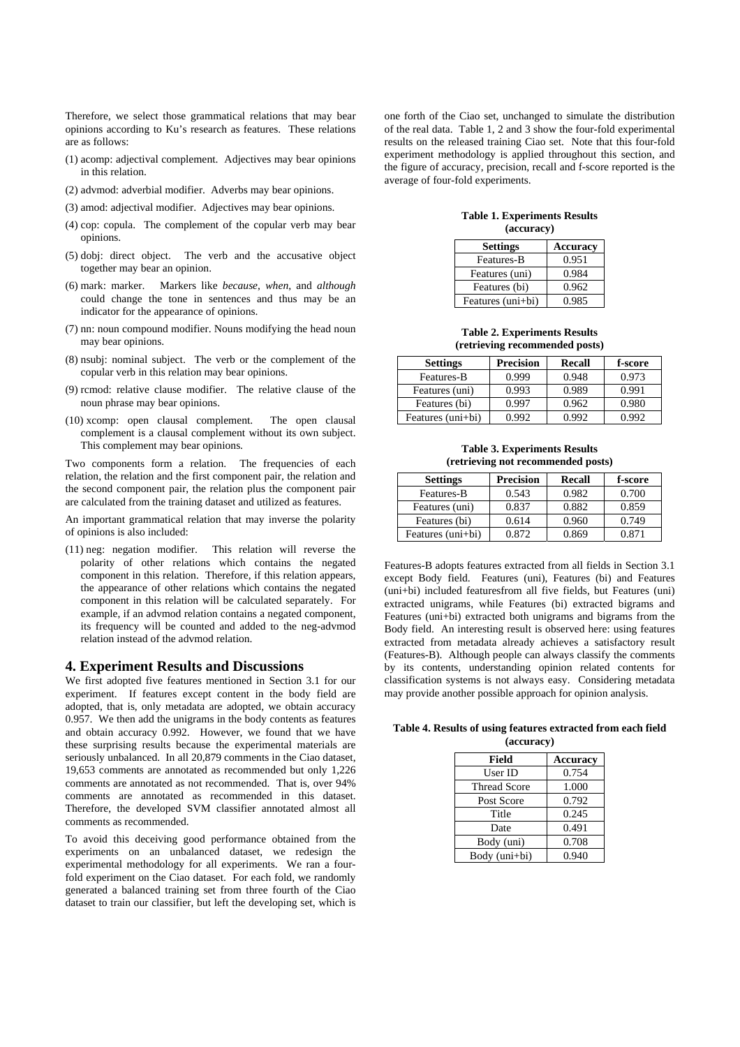Therefore, we select those grammatical relations that may bear opinions according to Ku's research as features. These relations are as follows:

(1) acomp: adjectival complement. Adjectives may bear opinions in this relation.

(2) advmod: adverbial modifier. Adverbs may bear opinions.

(3) amod: adjectival modifier. Adjectives may bear opinions.

(4) cop: copula. The complement of the copular verb may bear opinions.

(5) dobj: direct object. The verb and the accusative object together may bear an opinion.

(6) mark: marker. Markers like *because*, *when*, and *although* could change the tone in sentences and thus may be an indicator for the appearance of opinions.

(7) nn: noun compound modifier. Nouns modifying the head noun may bear opinions.

(8) nsubj: nominal subject. The verb or the complement of the copular verb in this relation may bear opinions.

(9) rcmod: relative clause modifier. The relative clause of the noun phrase may bear opinions.

(10) xcomp: open clausal complement. The open clausal complement is a clausal complement without its own subject. This complement may bear opinions.

Two components form a relation. The frequencies of each relation, the relation and the first component pair, the relation and the second component pair, the relation plus the component pair are calculated from the training dataset and utilized as features.

An important grammatical relation that may inverse the polarity of opinions is also included:

(11) neg: negation modifier. This relation will reverse the polarity of other relations which contains the negated component in this relation. Therefore, if this relation appears, the appearance of other relations which contains the negated component in this relation will be calculated separately. For example, if an advmod relation contains a negated component, its frequency will be counted and added to the neg-advmod relation instead of the advmod relation.

## 4. Experiment Results and Discussions

We first adopted five features mentioned in Section 3.1 for our experiment. If features except content in the body field are adopted, that is, only metadata are adopted, we obtain accuracy 0.957. We then add the unigrams in the body contents as features and obtain accuracy 0.992. However, we found that we have these surprising results because the experimental materials are seriously unbalanced. In all 20,879 comments in the Ciao dataset, 19,653 comments are annotated as recommended but only 1,226 comments are annotated as not recommended. That is, over 94% comments are annotated as recommended in this dataset. Therefore, the developed SVM classifier annotated almost all comments as recommended.

To avoid this deceiving good performance obtained from the experiments on an unbalanced dataset, we redesign the experimental methodology for all experiments. We ran a four-fold experiment on the Ciao dataset. For each fold, we randomly generated a balanced training set from three fourth of the Ciao dataset to train our classifier, but left the developing set, which is one forth of the Ciao set, unchanged to simulate the distribution of the real data. Table 1, 2 and 3 show the four-fold experimental results on the released training Ciao set. Note that this four-fold experiment methodology is applied throughout this section, and the figure of accuracy, precision, recall and f-score reported is the average of four-fold experiments.

**Table 1. Experiments Results (accuracy)**

| Settings | Accuracy |
|---|---|
| Features-B | 0.951 |
| Features (uni) | 0.984 |
| Features (bi) | 0.962 |
| Features (uni+bi) | 0.985 |

**Table 2. Experiments Results (retrieving recommended posts)**

| Settings | Precision | Recall | f-score |
|---|---|---|---|
| Features-B | 0.999 | 0.948 | 0.973 |
| Features (uni) | 0.993 | 0.989 | 0.991 |
| Features (bi) | 0.997 | 0.962 | 0.980 |
| Features (uni+bi) | 0.992 | 0.992 | 0.992 |

**Table 3. Experiments Results (retrieving not recommended posts)**

| Settings | Precision | Recall | f-score |
|---|---|---|---|
| Features-B | 0.543 | 0.982 | 0.700 |
| Features (uni) | 0.837 | 0.882 | 0.859 |
| Features (bi) | 0.614 | 0.960 | 0.749 |
| Features (uni+bi) | 0.872 | 0.869 | 0.871 |

Features-B adopts features extracted from all fields in Section 3.1 except Body field. Features (uni), Features (bi) and Features (uni+bi) included featuresfrom all five fields, but Features (uni) extracted unigrams, while Features (bi) extracted bigrams and Features (uni+bi) extracted both unigrams and bigrams from the Body field. An interesting result is observed here: using features extracted from metadata already achieves a satisfactory result (Features-B). Although people can always classify the comments by its contents, understanding opinion related contents for classification systems is not always easy. Considering metadata may provide another possible approach for opinion analysis.

**Table 4. Results of using features extracted from each field (accuracy)**

| Field | Accuracy |
|---|---|
| User ID | 0.754 |
| Thread Score | 1.000 |
| Post Score | 0.792 |
| Title | 0.245 |
| Date | 0.491 |
| Body (uni) | 0.708 |
| Body (uni+bi) | 0.940 |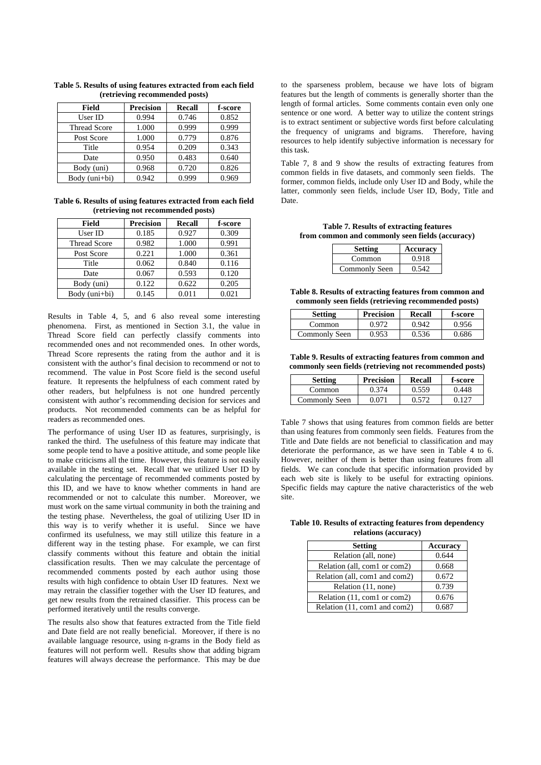**Table 5. Results of using features extracted from each field (retrieving recommended posts)**

| Field | Precision | Recall | f-score |
| --- | --- | --- | --- |
| User ID | 0.994 | 0.746 | 0.852 |
| Thread Score | 1.000 | 0.999 | 0.999 |
| Post Score | 1.000 | 0.779 | 0.876 |
| Title | 0.954 | 0.209 | 0.343 |
| Date | 0.950 | 0.483 | 0.640 |
| Body (uni) | 0.968 | 0.720 | 0.826 |
| Body (uni+bi) | 0.942 | 0.999 | 0.969 |

**Table 6. Results of using features extracted from each field (retrieving not recommended posts)**

| Field | Precision | Recall | f-score |
| --- | --- | --- | --- |
| User ID | 0.185 | 0.927 | 0.309 |
| Thread Score | 0.982 | 1.000 | 0.991 |
| Post Score | 0.221 | 1.000 | 0.361 |
| Title | 0.062 | 0.840 | 0.116 |
| Date | 0.067 | 0.593 | 0.120 |
| Body (uni) | 0.122 | 0.622 | 0.205 |
| Body (uni+bi) | 0.145 | 0.011 | 0.021 |

Results in Table 4, 5, and 6 also reveal some interesting phenomena. First, as mentioned in Section 3.1, the value in Thread Score field can perfectly classify comments into recommended ones and not recommended ones. In other words, Thread Score represents the rating from the author and it is consistent with the author's final decision to recommend or not to recommend. The value in Post Score field is the second useful feature. It represents the helpfulness of each comment rated by other readers, but helpfulness is not one hundred percently consistent with author's recommending decision for services and products. Not recommended comments can be as helpful for readers as recommended ones.

The performance of using User ID as features, surprisingly, is ranked the third. The usefulness of this feature may indicate that some people tend to have a positive attitude, and some people like to make criticisms all the time. However, this feature is not easily available in the testing set. Recall that we utilized User ID by calculating the percentage of recommended comments posted by this ID, and we have to know whether comments in hand are recommended or not to calculate this number. Moreover, we must work on the same virtual community in both the training and the testing phase. Nevertheless, the goal of utilizing User ID in this way is to verify whether it is useful. Since we have confirmed its usefulness, we may still utilize this feature in a different way in the testing phase. For example, we can first classify comments without this feature and obtain the initial classification results. Then we may calculate the percentage of recommended comments posted by each author using those results with high confidence to obtain User ID features. Next we may retrain the classifier together with the User ID features, and get new results from the retrained classifier. This process can be performed iteratively until the results converge.

The results also show that features extracted from the Title field and Date field are not really beneficial. Moreover, if there is no available language resource, using n-grams in the Body field as features will not perform well. Results show that adding bigram features will always decrease the performance. This may be due to the sparseness problem, because we have lots of bigram features but the length of comments is generally shorter than the length of formal articles. Some comments contain even only one sentence or one word. A better way to utilize the content strings is to extract sentiment or subjective words first before calculating the frequency of unigrams and bigrams. Therefore, having resources to help identify subjective information is necessary for this task.

Table 7, 8 and 9 show the results of extracting features from common fields in five datasets, and commonly seen fields. The former, common fields, include only User ID and Body, while the latter, commonly seen fields, include User ID, Body, Title and Date.

**Table 7. Results of extracting features from common and commonly seen fields (accuracy)**

| Setting | Accuracy |
| --- | --- |
| Common | 0.918 |
| Commonly Seen | 0.542 |

**Table 8. Results of extracting features from common and commonly seen fields (retrieving recommended posts)**

| Setting | Precision | Recall | f-score |
| --- | --- | --- | --- |
| Common | 0.972 | 0.942 | 0.956 |
| Commonly Seen | 0.953 | 0.536 | 0.686 |

**Table 9. Results of extracting features from common and commonly seen fields (retrieving not recommended posts)**

| Setting | Precision | Recall | f-score |
| --- | --- | --- | --- |
| Common | 0.374 | 0.559 | 0.448 |
| Commonly Seen | 0.071 | 0.572 | 0.127 |

Table 7 shows that using features from common fields are better than using features from commonly seen fields. Features from the Title and Date fields are not beneficial to classification and may deteriorate the performance, as we have seen in Table 4 to 6. However, neither of them is better than using features from all fields. We can conclude that specific information provided by each web site is likely to be useful for extracting opinions. Specific fields may capture the native characteristics of the web site.

**Table 10. Results of extracting features from dependency relations (accuracy)**

| Setting | Accuracy |
| --- | --- |
| Relation (all, none) | 0.644 |
| Relation (all, com1 or com2) | 0.668 |
| Relation (all, com1 and com2) | 0.672 |
| Relation (11, none) | 0.739 |
| Relation (11, com1 or com2) | 0.676 |
| Relation (11, com1 and com2) | 0.687 |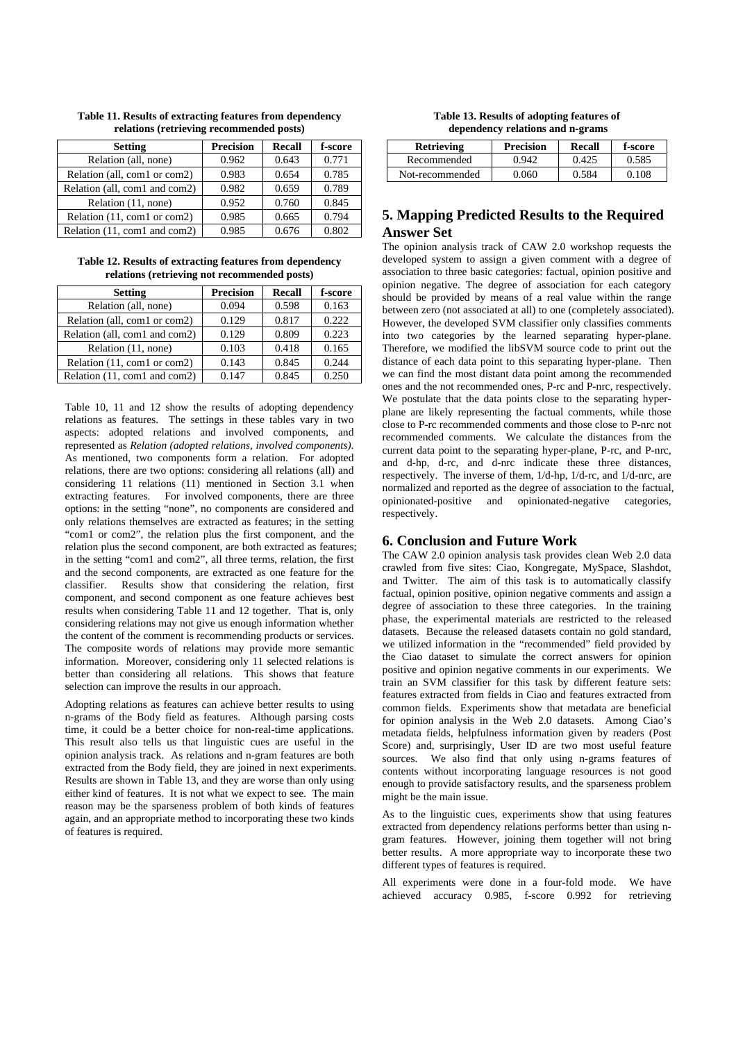**Table 11. Results of extracting features from dependency relations (retrieving recommended posts)**

| Setting | Precision | Recall | f-score |
|---|---|---|---|
| Relation (all, none) | 0.962 | 0.643 | 0.771 |
| Relation (all, com1 or com2) | 0.983 | 0.654 | 0.785 |
| Relation (all, com1 and com2) | 0.982 | 0.659 | 0.789 |
| Relation (11, none) | 0.952 | 0.760 | 0.845 |
| Relation (11, com1 or com2) | 0.985 | 0.665 | 0.794 |
| Relation (11, com1 and com2) | 0.985 | 0.676 | 0.802 |

**Table 12. Results of extracting features from dependency relations (retrieving not recommended posts)**

| Setting | Precision | Recall | f-score |
|---|---|---|---|
| Relation (all, none) | 0.094 | 0.598 | 0.163 |
| Relation (all, com1 or com2) | 0.129 | 0.817 | 0.222 |
| Relation (all, com1 and com2) | 0.129 | 0.809 | 0.223 |
| Relation (11, none) | 0.103 | 0.418 | 0.165 |
| Relation (11, com1 or com2) | 0.143 | 0.845 | 0.244 |
| Relation (11, com1 and com2) | 0.147 | 0.845 | 0.250 |

Table 10, 11 and 12 show the results of adopting dependency relations as features. The settings in these tables vary in two aspects: adopted relations and involved components, and represented as *Relation (adopted relations, involved components)*. As mentioned, two components form a relation. For adopted relations, there are two options: considering all relations (all) and considering 11 relations (11) mentioned in Section 3.1 when extracting features. For involved components, there are three options: in the setting "none", no components are considered and only relations themselves are extracted as features; in the setting "com1 or com2", the relation plus the first component, and the relation plus the second component, are both extracted as features; in the setting "com1 and com2", all three terms, relation, the first and the second components, are extracted as one feature for the classifier. Results show that considering the relation, first component, and second component as one feature achieves best results when considering Table 11 and 12 together. That is, only considering relations may not give us enough information whether the content of the comment is recommending products or services. The composite words of relations may provide more semantic information. Moreover, considering only 11 selected relations is better than considering all relations. This shows that feature selection can improve the results in our approach.

Adopting relations as features can achieve better results to using n-grams of the Body field as features. Although parsing costs time, it could be a better choice for non-real-time applications. This result also tells us that linguistic cues are useful in the opinion analysis track. As relations and n-gram features are both extracted from the Body field, they are joined in next experiments. Results are shown in Table 13, and they are worse than only using either kind of features. It is not what we expect to see. The main reason may be the sparseness problem of both kinds of features again, and an appropriate method to incorporating these two kinds of features is required.

**Table 13. Results of adopting features of dependency relations and n-grams**

| Retrieving | Precision | Recall | f-score |
|---|---|---|---|
| Recommended | 0.942 | 0.425 | 0.585 |
| Not-recommended | 0.060 | 0.584 | 0.108 |

## 5. Mapping Predicted Results to the Required Answer Set

The opinion analysis track of CAW 2.0 workshop requests the developed system to assign a given comment with a degree of association to three basic categories: factual, opinion positive and opinion negative. The degree of association for each category should be provided by means of a real value within the range between zero (not associated at all) to one (completely associated). However, the developed SVM classifier only classifies comments into two categories by the learned separating hyper-plane. Therefore, we modified the libSVM source code to print out the distance of each data point to this separating hyper-plane. Then we can find the most distant data point among the recommended ones and the not recommended ones, P-rc and P-nrc, respectively. We postulate that the data points close to the separating hyper-plane are likely representing the factual comments, while those close to P-rc recommended comments and those close to P-nrc not recommended comments. We calculate the distances from the current data point to the separating hyper-plane, P-rc, and P-nrc, and d-hp, d-rc, and d-nrc indicate these three distances, respectively. The inverse of them, 1/d-hp, 1/d-rc, and 1/d-nrc, are normalized and reported as the degree of association to the factual, opinionated-positive and opinionated-negative categories, respectively.

## 6. Conclusion and Future Work

The CAW 2.0 opinion analysis task provides clean Web 2.0 data crawled from five sites: Ciao, Kongregate, MySpace, Slashdot, and Twitter. The aim of this task is to automatically classify factual, opinion positive, opinion negative comments and assign a degree of association to these three categories. In the training phase, the experimental materials are restricted to the released datasets. Because the released datasets contain no gold standard, we utilized information in the "recommended" field provided by the Ciao dataset to simulate the correct answers for opinion positive and opinion negative comments in our experiments. We train an SVM classifier for this task by different feature sets: features extracted from fields in Ciao and features extracted from common fields. Experiments show that metadata are beneficial for opinion analysis in the Web 2.0 datasets. Among Ciao's metadata fields, helpfulness information given by readers (Post Score) and, surprisingly, User ID are two most useful feature sources. We also find that only using n-grams features of contents without incorporating language resources is not good enough to provide satisfactory results, and the sparseness problem might be the main issue.

As to the linguistic cues, experiments show that using features extracted from dependency relations performs better than using n-gram features. However, joining them together will not bring better results. A more appropriate way to incorporate these two different types of features is required.

All experiments were done in a four-fold mode. We have achieved accuracy 0.985, f-score 0.992 for retrieving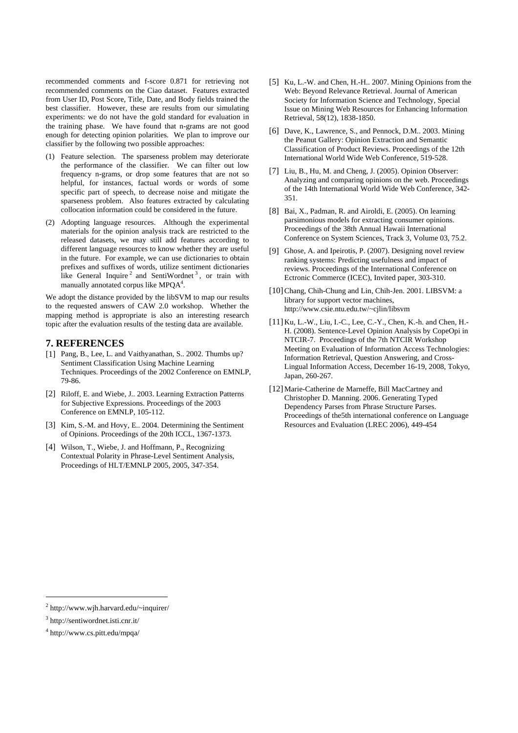recommended comments and f-score 0.871 for retrieving not recommended comments on the Ciao dataset. Features extracted from User ID, Post Score, Title, Date, and Body fields trained the best classifier. However, these are results from our simulating experiments: we do not have the gold standard for evaluation in the training phase. We have found that n-grams are not good enough for detecting opinion polarities. We plan to improve our classifier by the following two possible approaches:

(1) Feature selection. The sparseness problem may deteriorate the performance of the classifier. We can filter out low frequency n-grams, or drop some features that are not so helpful, for instances, factual words or words of some specific part of speech, to decrease noise and mitigate the sparseness problem. Also features extracted by calculating collocation information could be considered in the future.

(2) Adopting language resources. Although the experimental materials for the opinion analysis track are restricted to the released datasets, we may still add features according to different language resources to know whether they are useful in the future. For example, we can use dictionaries to obtain prefixes and suffixes of words, utilize sentiment dictionaries like General Inquire[2] and SentiWordnet[3], or train with manually annotated corpus like MPQA[4].

We adopt the distance provided by the libSVM to map our results to the requested answers of CAW 2.0 workshop. Whether the mapping method is appropriate is also an interesting research topic after the evaluation results of the testing data are available.

## 7. REFERENCES

[1] Pang, B., Lee, L. and Vaithyanathan, S.. 2002. Thumbs up? Sentiment Classification Using Machine Learning Techniques. Proceedings of the 2002 Conference on EMNLP, 79-86.

[2] Riloff, E. and Wiebe, J.. 2003. Learning Extraction Patterns for Subjective Expressions. Proceedings of the 2003 Conference on EMNLP, 105-112.

[3] Kim, S.-M. and Hovy, E.. 2004. Determining the Sentiment of Opinions. Proceedings of the 20th ICCL, 1367-1373.

[4] Wilson, T., Wiebe, J. and Hoffmann, P., Recognizing Contextual Polarity in Phrase-Level Sentiment Analysis, Proceedings of HLT/EMNLP 2005, 2005, 347-354.

[5] Ku, L.-W. and Chen, H.-H.. 2007. Mining Opinions from the Web: Beyond Relevance Retrieval. Journal of American Society for Information Science and Technology, Special Issue on Mining Web Resources for Enhancing Information Retrieval, 58(12), 1838-1850.

[6] Dave, K., Lawrence, S., and Pennock, D.M.. 2003. Mining the Peanut Gallery: Opinion Extraction and Semantic Classification of Product Reviews. Proceedings of the 12th International World Wide Web Conference, 519-528.

[7] Liu, B., Hu, M. and Cheng, J. (2005). Opinion Observer: Analyzing and comparing opinions on the web. Proceedings of the 14th International World Wide Web Conference, 342-351.

[8] Bai, X., Padman, R. and Airoldi, E. (2005). On learning parsimonious models for extracting consumer opinions. Proceedings of the 38th Annual Hawaii International Conference on System Sciences, Track 3, Volume 03, 75.2.

[9] Ghose, A. and Ipeirotis, P. (2007). Designing novel review ranking systems: Predicting usefulness and impact of reviews. Proceedings of the International Conference on Ectronic Commerce (ICEC), Invited paper, 303-310.

[10] Chang, Chih-Chung and Lin, Chih-Jen. 2001. LIBSVM: a library for support vector machines, http://www.csie.ntu.edu.tw/~cjlin/libsvm

[11] Ku, L.-W., Liu, I.-C., Lee, C.-Y., Chen, K.-h. and Chen, H.-H. (2008). Sentence-Level Opinion Analysis by CopeOpi in NTCIR-7. Proceedings of the 7th NTCIR Workshop Meeting on Evaluation of Information Access Technologies: Information Retrieval, Question Answering, and Cross-Lingual Information Access, December 16-19, 2008, Tokyo, Japan, 260-267.

[12] Marie-Catherine de Marneffe, Bill MacCartney and Christopher D. Manning. 2006. Generating Typed Dependency Parses from Phrase Structure Parses. Proceedings of the5th international conference on Language Resources and Evaluation (LREC 2006), 449-454

[2] http://www.wjh.harvard.edu/~inquirer/

[3] http://sentiwordnet.isti.cnr.it/

[4] http://www.cs.pitt.edu/mpqa/